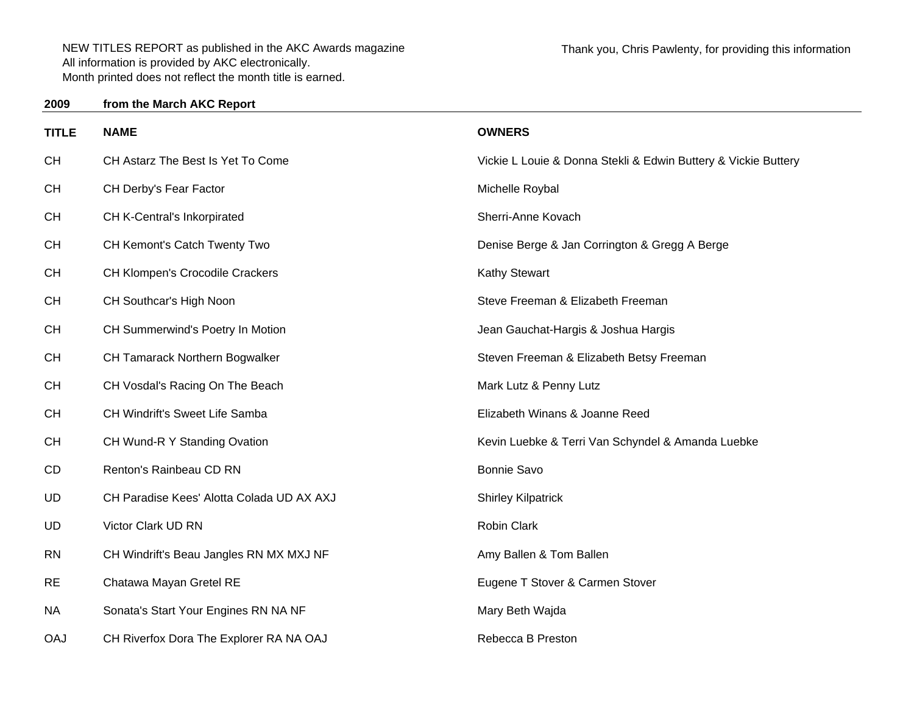NEW TITLES REPORT as published in the AKC Awards magazine
All information is provided by AKC electronically.
Month printed does not reflect the month title is earned.

Thank you, Chris Pawlenty, for providing this information

**2009 from the March AKC Report**

| TITLE | NAME | OWNERS |
|---|---|---|
| CH | CH Astarz The Best Is Yet To Come | Vickie L Louie & Donna Stekli & Edwin Buttery & Vickie Buttery |
| CH | CH Derby's Fear Factor | Michelle Roybal |
| CH | CH K-Central's Inkorpirated | Sherri-Anne Kovach |
| CH | CH Kemont's Catch Twenty Two | Denise Berge & Jan Corrington & Gregg A Berge |
| CH | CH Klompen's Crocodile Crackers | Kathy Stewart |
| CH | CH Southcar's High Noon | Steve Freeman & Elizabeth Freeman |
| CH | CH Summerwind's Poetry In Motion | Jean Gauchat-Hargis & Joshua Hargis |
| CH | CH Tamarack Northern Bogwalker | Steven Freeman & Elizabeth Betsy Freeman |
| CH | CH Vosdal's Racing On The Beach | Mark Lutz & Penny Lutz |
| CH | CH Windrift's Sweet Life Samba | Elizabeth Winans & Joanne Reed |
| CH | CH Wund-R Y Standing Ovation | Kevin Luebke & Terri Van Schyndel & Amanda Luebke |
| CD | Renton's Rainbeau CD RN | Bonnie Savo |
| UD | CH Paradise Kees' Alotta Colada UD AX AXJ | Shirley Kilpatrick |
| UD | Victor Clark UD RN | Robin Clark |
| RN | CH Windrift's Beau Jangles RN MX MXJ NF | Amy Ballen & Tom Ballen |
| RE | Chatawa Mayan Gretel RE | Eugene T Stover & Carmen Stover |
| NA | Sonata's Start Your Engines RN NA NF | Mary Beth Wajda |
| OAJ | CH Riverfox Dora The Explorer RA NA OAJ | Rebecca B Preston |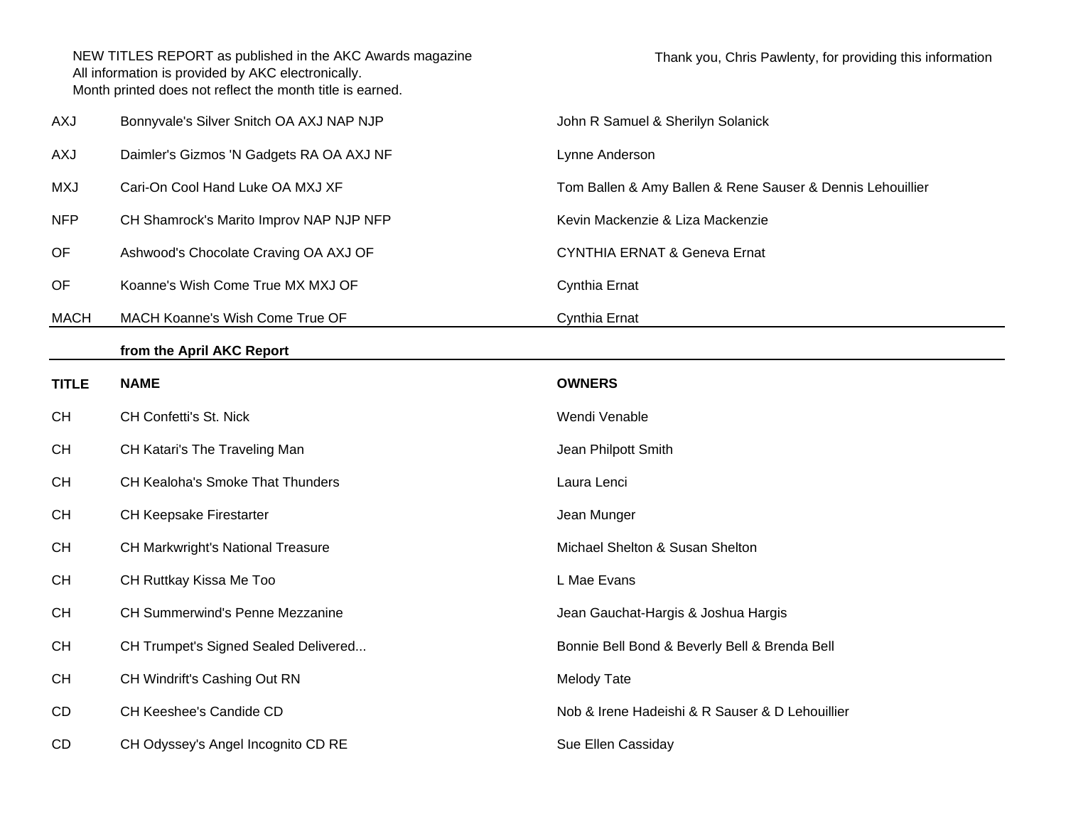NEW TITLES REPORT as published in the AKC Awards magazine
All information is provided by AKC electronically.
Month printed does not reflect the month title is earned.

Thank you, Chris Pawlenty, for providing this information

| | | |
|---|---|---|
| AXJ | Bonnyvale's Silver Snitch OA AXJ NAP NJP | John R Samuel & Sherilyn Solanick |
| AXJ | Daimler's Gizmos 'N Gadgets RA OA AXJ NF | Lynne Anderson |
| MXJ | Cari-On Cool Hand Luke OA MXJ XF | Tom Ballen & Amy Ballen & Rene Sauser & Dennis Lehouillier |
| NFP | CH Shamrock's Marito Improv NAP NJP NFP | Kevin Mackenzie & Liza Mackenzie |
| OF | Ashwood's Chocolate Craving OA AXJ OF | CYNTHIA ERNAT & Geneva Ernat |
| OF | Koanne's Wish Come True MX MXJ OF | Cynthia Ernat |
| MACH | MACH Koanne's Wish Come True OF | Cynthia Ernat |

**from the April AKC Report**

| TITLE | NAME | OWNERS |
|---|---|---|
| CH | CH Confetti's St. Nick | Wendi Venable |
| CH | CH Katari's The Traveling Man | Jean Philpott Smith |
| CH | CH Kealoha's Smoke That Thunders | Laura Lenci |
| CH | CH Keepsake Firestarter | Jean Munger |
| CH | CH Markwright's National Treasure | Michael Shelton & Susan Shelton |
| CH | CH Ruttkay Kissa Me Too | L Mae Evans |
| CH | CH Summerwind's Penne Mezzanine | Jean Gauchat-Hargis & Joshua Hargis |
| CH | CH Trumpet's Signed Sealed Delivered... | Bonnie Bell Bond & Beverly Bell & Brenda Bell |
| CH | CH Windrift's Cashing Out RN | Melody Tate |
| CD | CH Keeshee's Candide CD | Nob & Irene Hadeishi & R Sauser & D Lehouillier |
| CD | CH Odyssey's Angel Incognito CD RE | Sue Ellen Cassiday |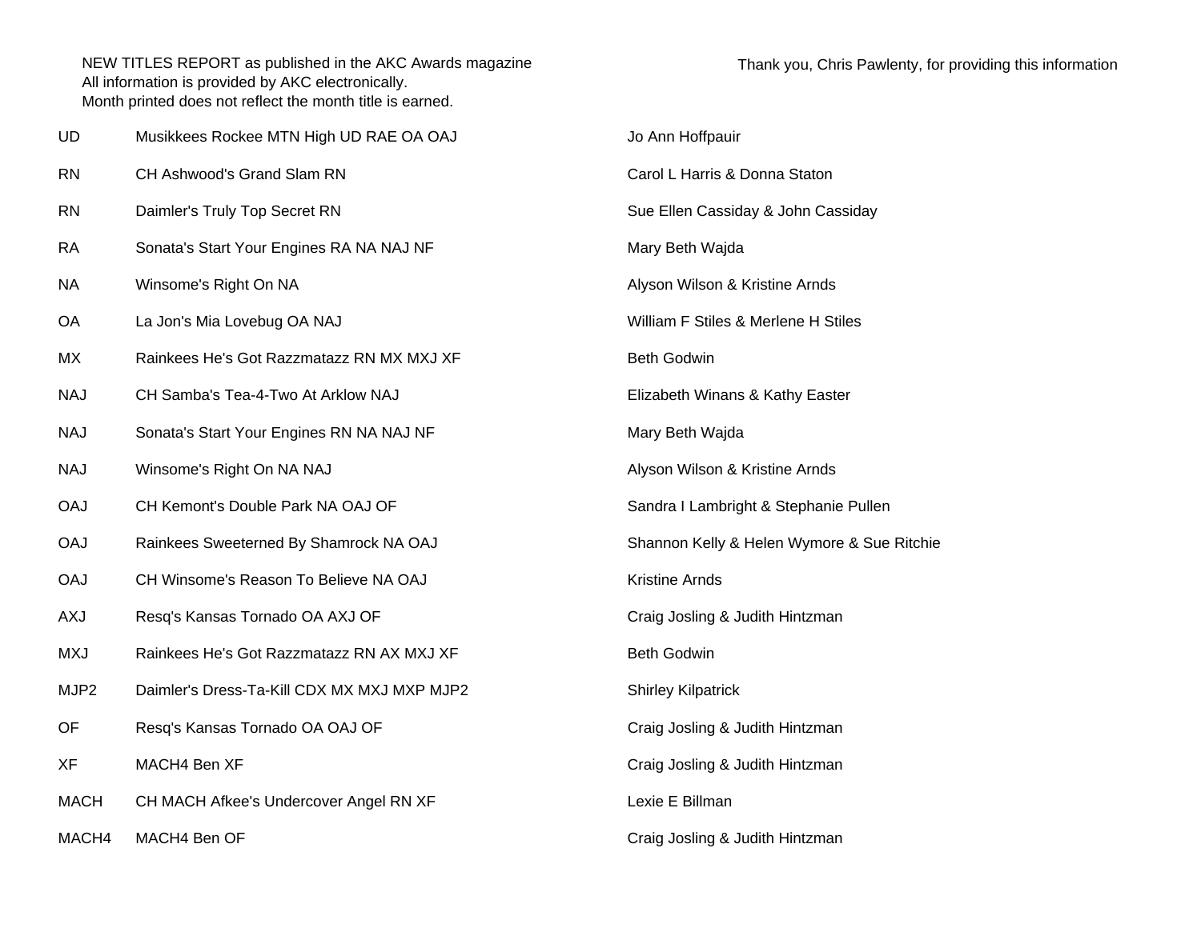NEW TITLES REPORT as published in the AKC Awards magazine
All information is provided by AKC electronically.
Month printed does not reflect the month title is earned.

Thank you, Chris Pawlenty, for providing this information

| | | |
|---|---|---|
| UD | Musikkees Rockee MTN High UD RAE OA OAJ | Jo Ann Hoffpauir |
| RN | CH Ashwood's Grand Slam RN | Carol L Harris & Donna Staton |
| RN | Daimler's Truly Top Secret RN | Sue Ellen Cassiday & John Cassiday |
| RA | Sonata's Start Your Engines RA NA NAJ NF | Mary Beth Wajda |
| NA | Winsome's Right On NA | Alyson Wilson & Kristine Arnds |
| OA | La Jon's Mia Lovebug OA NAJ | William F Stiles & Merlene H Stiles |
| MX | Rainkees He's Got Razzmatazz RN MX MXJ XF | Beth Godwin |
| NAJ | CH Samba's Tea-4-Two At Arklow NAJ | Elizabeth Winans & Kathy Easter |
| NAJ | Sonata's Start Your Engines RN NA NAJ NF | Mary Beth Wajda |
| NAJ | Winsome's Right On NA NAJ | Alyson Wilson & Kristine Arnds |
| OAJ | CH Kemont's Double Park NA OAJ OF | Sandra I Lambright & Stephanie Pullen |
| OAJ | Rainkees Sweeterned By Shamrock NA OAJ | Shannon Kelly & Helen Wymore & Sue Ritchie |
| OAJ | CH Winsome's Reason To Believe NA OAJ | Kristine Arnds |
| AXJ | Resq's Kansas Tornado OA AXJ OF | Craig Josling & Judith Hintzman |
| MXJ | Rainkees He's Got Razzmatazz RN AX MXJ XF | Beth Godwin |
| MJP2 | Daimler's Dress-Ta-Kill CDX MX MXJ MXP MJP2 | Shirley Kilpatrick |
| OF | Resq's Kansas Tornado OA OAJ OF | Craig Josling & Judith Hintzman |
| XF | MACH4 Ben XF | Craig Josling & Judith Hintzman |
| MACH | CH MACH Afkee's Undercover Angel RN XF | Lexie E Billman |
| MACH4 | MACH4 Ben OF | Craig Josling & Judith Hintzman |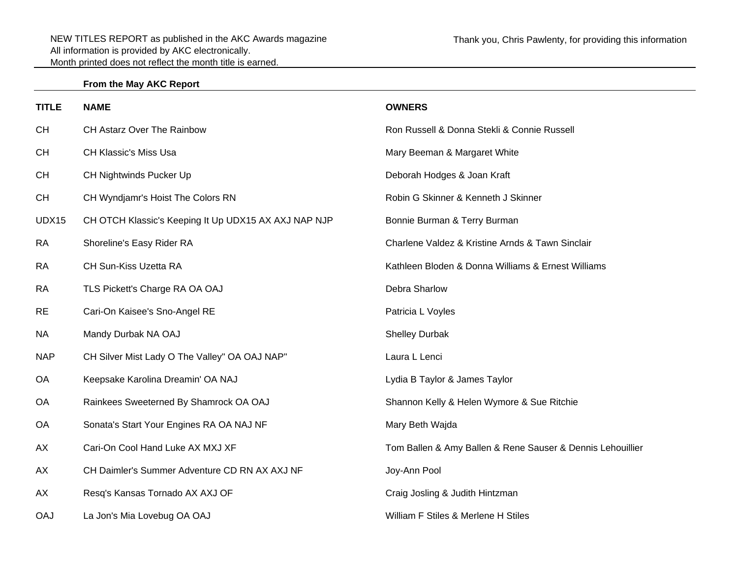NEW TITLES REPORT as published in the AKC Awards magazine
All information is provided by AKC electronically.
Month printed does not reflect the month title is earned.

Thank you, Chris Pawlenty, for providing this information

**From the May AKC Report**

| TITLE | NAME | OWNERS |
|---|---|---|
| CH | CH Astarz Over The Rainbow | Ron Russell & Donna Stekli & Connie Russell |
| CH | CH Klassic's Miss Usa | Mary Beeman & Margaret White |
| CH | CH Nightwinds Pucker Up | Deborah Hodges & Joan Kraft |
| CH | CH Wyndjamr's Hoist The Colors RN | Robin G Skinner & Kenneth J Skinner |
| UDX15 | CH OTCH Klassic's Keeping It Up UDX15 AX AXJ NAP NJP | Bonnie Burman & Terry Burman |
| RA | Shoreline's Easy Rider RA | Charlene Valdez & Kristine Arnds & Tawn Sinclair |
| RA | CH Sun-Kiss Uzetta RA | Kathleen Bloden & Donna Williams & Ernest Williams |
| RA | TLS Pickett's Charge RA OA OAJ | Debra Sharlow |
| RE | Cari-On Kaisee's Sno-Angel RE | Patricia L Voyles |
| NA | Mandy Durbak NA OAJ | Shelley Durbak |
| NAP | CH Silver Mist Lady O The Valley" OA OAJ NAP" | Laura L Lenci |
| OA | Keepsake Karolina Dreamin' OA NAJ | Lydia B Taylor & James Taylor |
| OA | Rainkees Sweeterned By Shamrock OA OAJ | Shannon Kelly & Helen Wymore & Sue Ritchie |
| OA | Sonata's Start Your Engines RA OA NAJ NF | Mary Beth Wajda |
| AX | Cari-On Cool Hand Luke AX MXJ XF | Tom Ballen & Amy Ballen & Rene Sauser & Dennis Lehouillier |
| AX | CH Daimler's Summer Adventure CD RN AX AXJ NF | Joy-Ann Pool |
| AX | Resq's Kansas Tornado AX AXJ OF | Craig Josling & Judith Hintzman |
| OAJ | La Jon's Mia Lovebug OA OAJ | William F Stiles & Merlene H Stiles |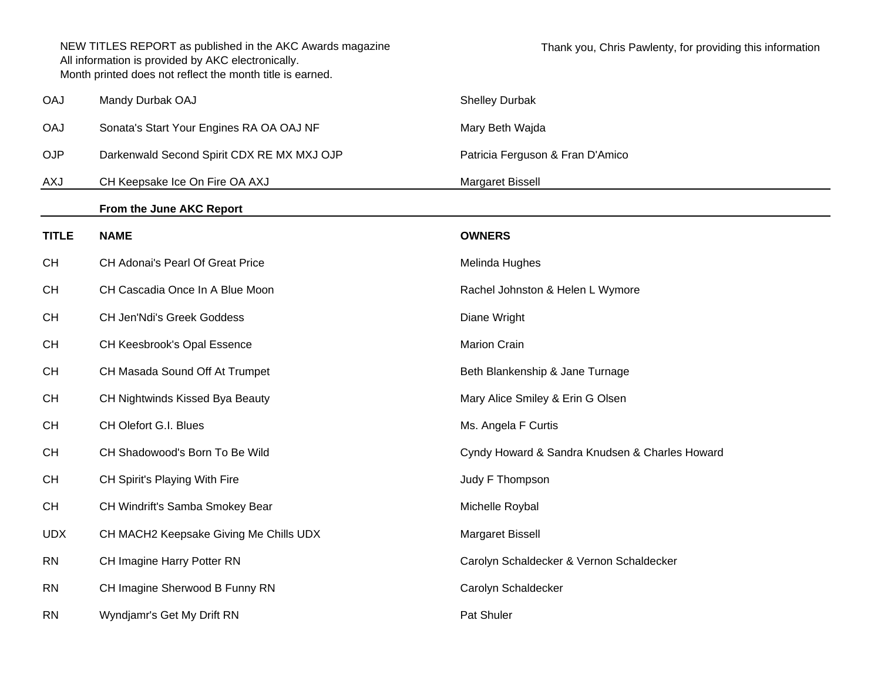NEW TITLES REPORT as published in the AKC Awards magazine
All information is provided by AKC electronically.
Month printed does not reflect the month title is earned.

Thank you, Chris Pawlenty, for providing this information

| | | |
|---|---|---|
| OAJ | Mandy Durbak OAJ | Shelley Durbak |
| OAJ | Sonata's Start Your Engines RA OA OAJ NF | Mary Beth Wajda |
| OJP | Darkenwald Second Spirit CDX RE MX MXJ OJP | Patricia Ferguson & Fran D'Amico |
| AXJ | CH Keepsake Ice On Fire OA AXJ | Margaret Bissell |

**From the June AKC Report**

| TITLE | NAME | OWNERS |
|---|---|---|
| CH | CH Adonai's Pearl Of Great Price | Melinda Hughes |
| CH | CH Cascadia Once In A Blue Moon | Rachel Johnston & Helen L Wymore |
| CH | CH Jen'Ndi's Greek Goddess | Diane Wright |
| CH | CH Keesbrook's Opal Essence | Marion Crain |
| CH | CH Masada Sound Off At Trumpet | Beth Blankenship & Jane Turnage |
| CH | CH Nightwinds Kissed Bya Beauty | Mary Alice Smiley & Erin G Olsen |
| CH | CH Olefort G.I. Blues | Ms. Angela F Curtis |
| CH | CH Shadowood's Born To Be Wild | Cyndy Howard & Sandra Knudsen & Charles Howard |
| CH | CH Spirit's Playing With Fire | Judy F Thompson |
| CH | CH Windrift's Samba Smokey Bear | Michelle Roybal |
| UDX | CH MACH2 Keepsake Giving Me Chills UDX | Margaret Bissell |
| RN | CH Imagine Harry Potter RN | Carolyn Schaldecker & Vernon Schaldecker |
| RN | CH Imagine Sherwood B Funny RN | Carolyn Schaldecker |
| RN | Wyndjamr's Get My Drift RN | Pat Shuler |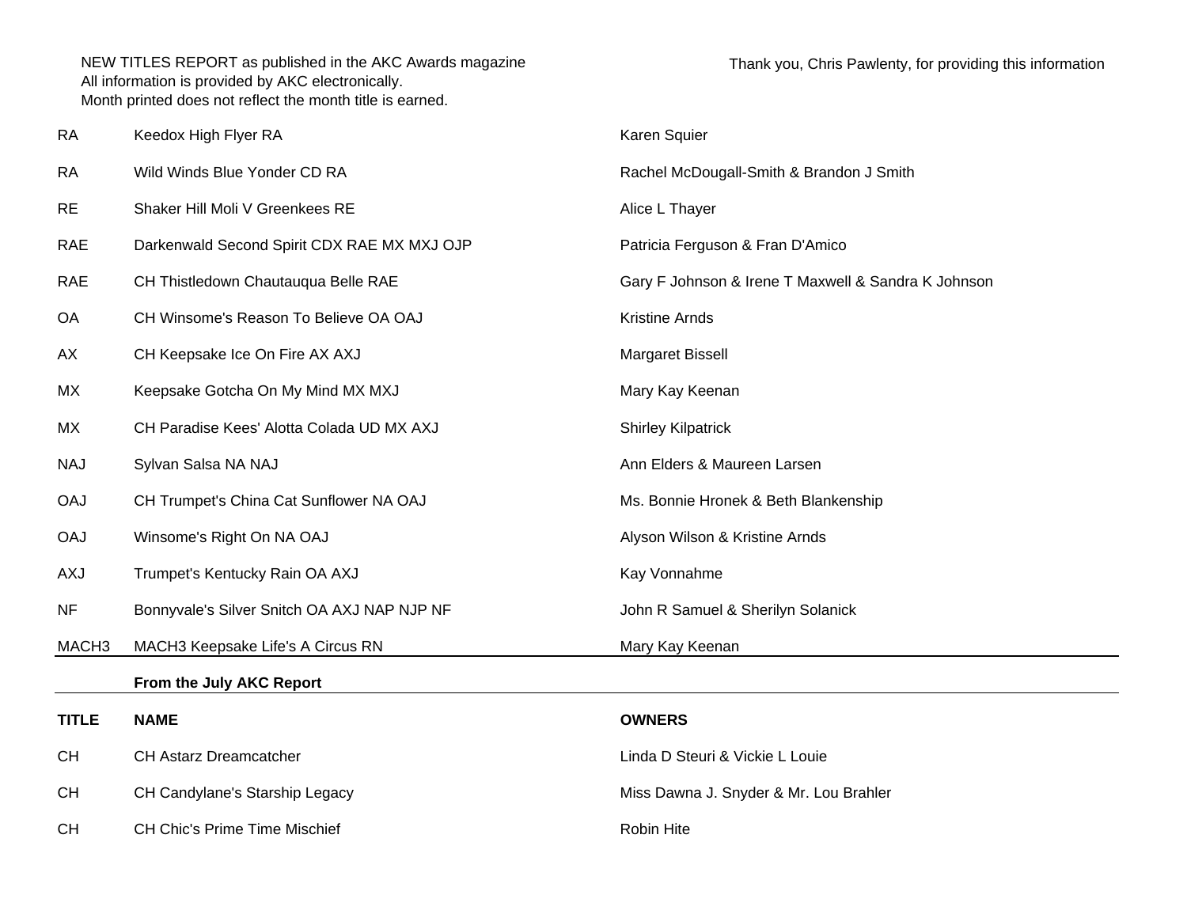NEW TITLES REPORT as published in the AKC Awards magazine
All information is provided by AKC electronically.
Month printed does not reflect the month title is earned.

Thank you, Chris Pawlenty, for providing this information

| | | |
|---|---|---|
| RA | Keedox High Flyer RA | Karen Squier |
| RA | Wild Winds Blue Yonder CD RA | Rachel McDougall-Smith & Brandon J Smith |
| RE | Shaker Hill Moli V Greenkees RE | Alice L Thayer |
| RAE | Darkenwald Second Spirit CDX RAE MX MXJ OJP | Patricia Ferguson & Fran D'Amico |
| RAE | CH Thistledown Chautauqua Belle RAE | Gary F Johnson & Irene T Maxwell & Sandra K Johnson |
| OA | CH Winsome's Reason To Believe OA OAJ | Kristine Arnds |
| AX | CH Keepsake Ice On Fire AX AXJ | Margaret Bissell |
| MX | Keepsake Gotcha On My Mind MX MXJ | Mary Kay Keenan |
| MX | CH Paradise Kees' Alotta Colada UD MX AXJ | Shirley Kilpatrick |
| NAJ | Sylvan Salsa NA NAJ | Ann Elders & Maureen Larsen |
| OAJ | CH Trumpet's China Cat Sunflower NA OAJ | Ms. Bonnie Hronek & Beth Blankenship |
| OAJ | Winsome's Right On NA OAJ | Alyson Wilson & Kristine Arnds |
| AXJ | Trumpet's Kentucky Rain OA AXJ | Kay Vonnahme |
| NF | Bonnyvale's Silver Snitch OA AXJ NAP NJP NF | John R Samuel & Sherilyn Solanick |
| MACH3 | MACH3 Keepsake Life's A Circus RN | Mary Kay Keenan |

**From the July AKC Report**

| TITLE | NAME | OWNERS |
|---|---|---|
| CH | CH Astarz Dreamcatcher | Linda D Steuri & Vickie L Louie |
| CH | CH Candylane's Starship Legacy | Miss Dawna J. Snyder & Mr. Lou Brahler |
| CH | CH Chic's Prime Time Mischief | Robin Hite |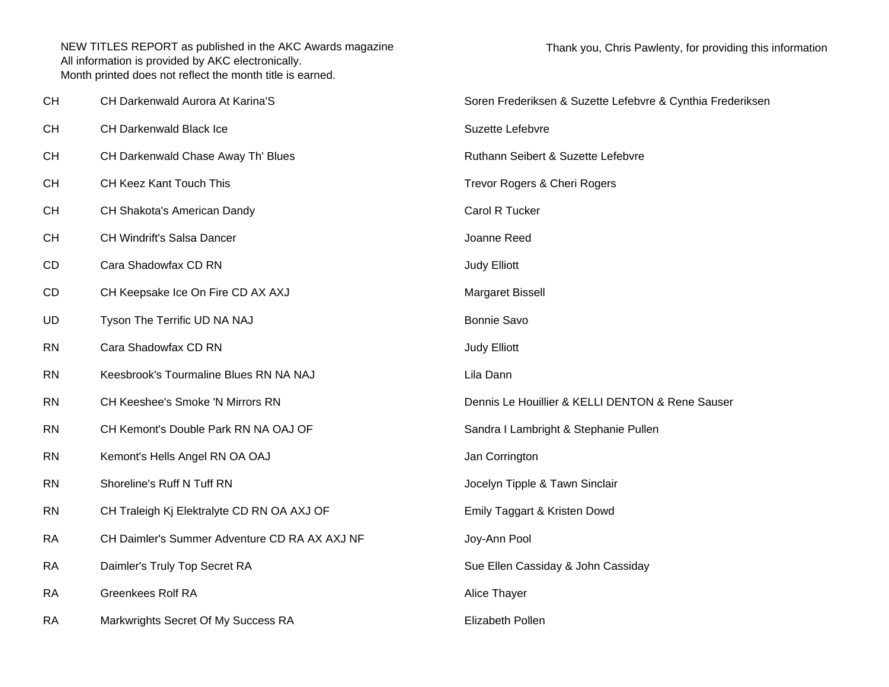NEW TITLES REPORT as published in the AKC Awards magazine
All information is provided by AKC electronically.
Month printed does not reflect the month title is earned.

Thank you, Chris Pawlenty, for providing this information

| | | |
|---|---|---|
| CH | CH Darkenwald Aurora At Karina'S | Soren Frederiksen & Suzette Lefebvre & Cynthia Frederiksen |
| CH | CH Darkenwald Black Ice | Suzette Lefebvre |
| CH | CH Darkenwald Chase Away Th' Blues | Ruthann Seibert & Suzette Lefebvre |
| CH | CH Keez Kant Touch This | Trevor Rogers & Cheri Rogers |
| CH | CH Shakota's American Dandy | Carol R Tucker |
| CH | CH Windrift's Salsa Dancer | Joanne Reed |
| CD | Cara Shadowfax CD RN | Judy Elliott |
| CD | CH Keepsake Ice On Fire CD AX AXJ | Margaret Bissell |
| UD | Tyson The Terrific UD NA NAJ | Bonnie Savo |
| RN | Cara Shadowfax CD RN | Judy Elliott |
| RN | Keesbrook's Tourmaline Blues RN NA NAJ | Lila Dann |
| RN | CH Keeshee's Smoke 'N Mirrors RN | Dennis Le Houillier & KELLI DENTON & Rene Sauser |
| RN | CH Kemont's Double Park RN NA OAJ OF | Sandra I Lambright & Stephanie Pullen |
| RN | Kemont's Hells Angel RN OA OAJ | Jan Corrington |
| RN | Shoreline's Ruff N Tuff RN | Jocelyn Tipple & Tawn Sinclair |
| RN | CH Traleigh Kj Elektralyte CD RN OA AXJ OF | Emily Taggart & Kristen Dowd |
| RA | CH Daimler's Summer Adventure CD RA AX AXJ NF | Joy-Ann Pool |
| RA | Daimler's Truly Top Secret RA | Sue Ellen Cassiday & John Cassiday |
| RA | Greenkees Rolf RA | Alice Thayer |
| RA | Markwrights Secret Of My Success RA | Elizabeth Pollen |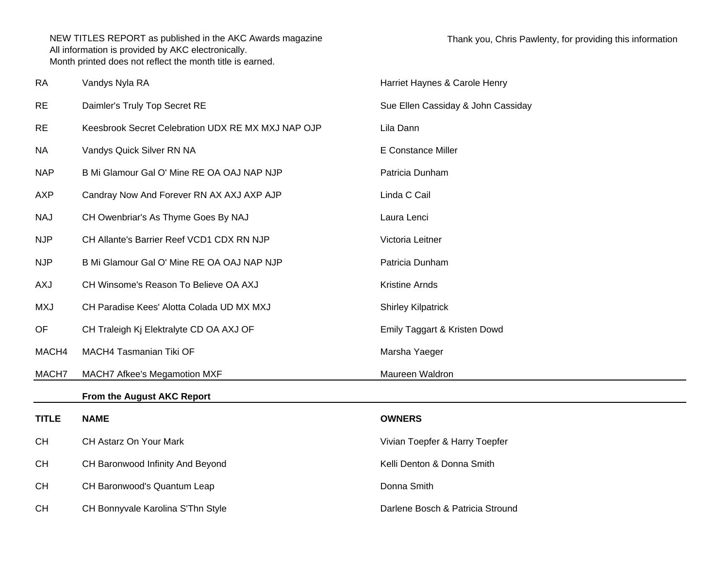NEW TITLES REPORT as published in the AKC Awards magazine
All information is provided by AKC electronically.
Month printed does not reflect the month title is earned.

Thank you, Chris Pawlenty, for providing this information

| | | |
|---|---|---|
| RA | Vandys Nyla RA | Harriet Haynes & Carole Henry |
| RE | Daimler's Truly Top Secret RE | Sue Ellen Cassiday & John Cassiday |
| RE | Keesbrook Secret Celebration UDX RE MX MXJ NAP OJP | Lila Dann |
| NA | Vandys Quick Silver RN NA | E Constance Miller |
| NAP | B Mi Glamour Gal O' Mine RE OA OAJ NAP NJP | Patricia Dunham |
| AXP | Candray Now And Forever RN AX AXJ AXP AJP | Linda C Cail |
| NAJ | CH Owenbriar's As Thyme Goes By NAJ | Laura Lenci |
| NJP | CH Allante's Barrier Reef VCD1 CDX RN NJP | Victoria Leitner |
| NJP | B Mi Glamour Gal O' Mine RE OA OAJ NAP NJP | Patricia Dunham |
| AXJ | CH Winsome's Reason To Believe OA AXJ | Kristine Arnds |
| MXJ | CH Paradise Kees' Alotta Colada UD MX MXJ | Shirley Kilpatrick |
| OF | CH Traleigh Kj Elektralyte CD OA AXJ OF | Emily Taggart & Kristen Dowd |
| MACH4 | MACH4 Tasmanian Tiki OF | Marsha Yaeger |
| MACH7 | MACH7 Afkee's Megamotion MXF | Maureen Waldron |

**From the August AKC Report**

| TITLE | NAME | OWNERS |
|---|---|---|
| CH | CH Astarz On Your Mark | Vivian Toepfer & Harry Toepfer |
| CH | CH Baronwood Infinity And Beyond | Kelli Denton & Donna Smith |
| CH | CH Baronwood's Quantum Leap | Donna Smith |
| CH | CH Bonnyvale Karolina S'Thn Style | Darlene Bosch & Patricia Stround |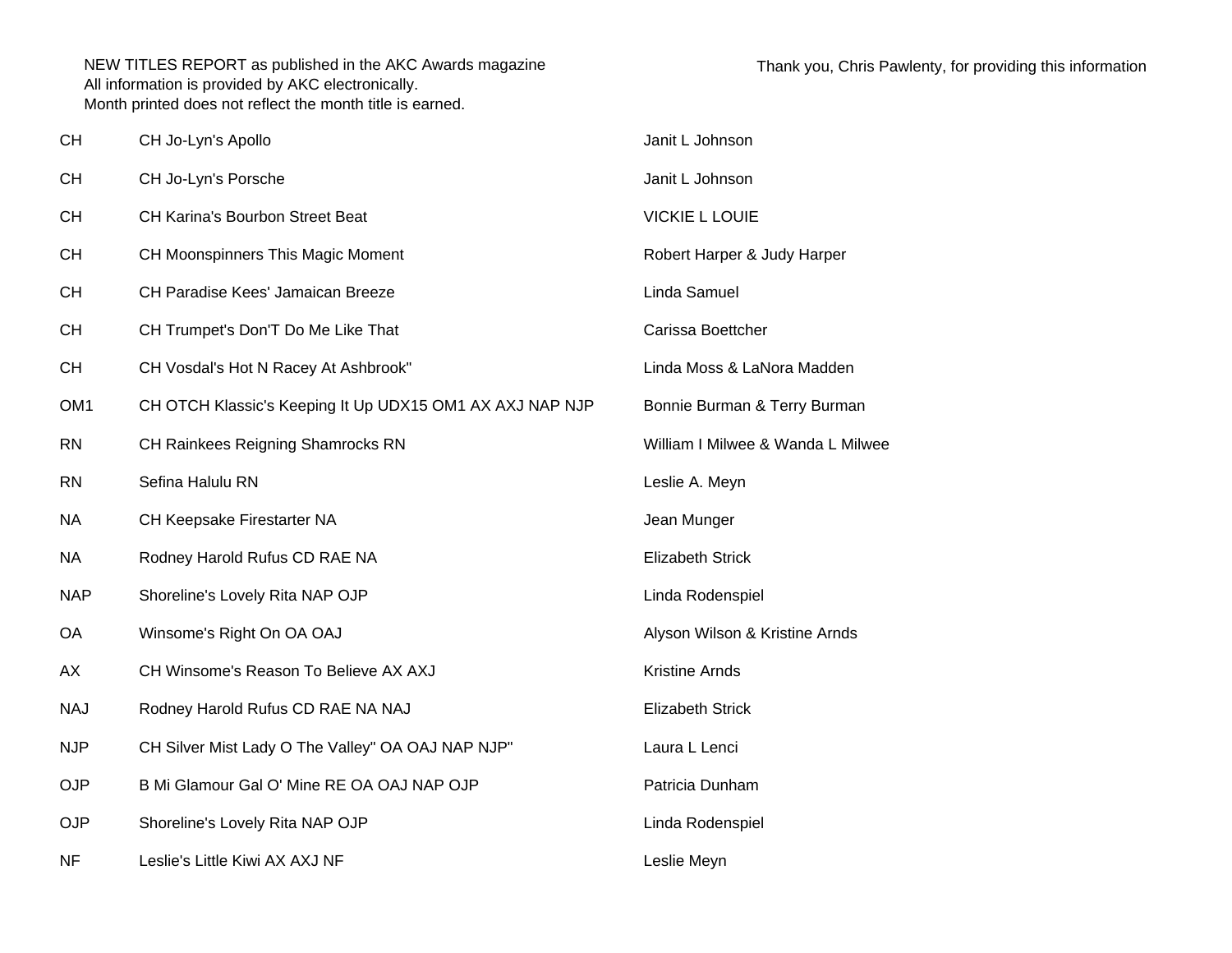NEW TITLES REPORT as published in the AKC Awards magazine
All information is provided by AKC electronically.
Month printed does not reflect the month title is earned.

Thank you, Chris Pawlenty, for providing this information

| | | |
|---|---|---|
| CH | CH Jo-Lyn's Apollo | Janit L Johnson |
| CH | CH Jo-Lyn's Porsche | Janit L Johnson |
| CH | CH Karina's Bourbon Street Beat | VICKIE L LOUIE |
| CH | CH Moonspinners This Magic Moment | Robert Harper & Judy Harper |
| CH | CH Paradise Kees' Jamaican Breeze | Linda Samuel |
| CH | CH Trumpet's Don'T Do Me Like That | Carissa Boettcher |
| CH | CH Vosdal's Hot N Racey At Ashbrook" | Linda Moss & LaNora Madden |
| OM1 | CH OTCH Klassic's Keeping It Up UDX15 OM1 AX AXJ NAP NJP | Bonnie Burman & Terry Burman |
| RN | CH Rainkees Reigning Shamrocks RN | William I Milwee & Wanda L Milwee |
| RN | Sefina Halulu RN | Leslie A. Meyn |
| NA | CH Keepsake Firestarter NA | Jean Munger |
| NA | Rodney Harold Rufus CD RAE NA | Elizabeth Strick |
| NAP | Shoreline's Lovely Rita NAP OJP | Linda Rodenspiel |
| OA | Winsome's Right On OA OAJ | Alyson Wilson & Kristine Arnds |
| AX | CH Winsome's Reason To Believe AX AXJ | Kristine Arnds |
| NAJ | Rodney Harold Rufus CD RAE NA NAJ | Elizabeth Strick |
| NJP | CH Silver Mist Lady O The Valley" OA OAJ NAP NJP" | Laura L Lenci |
| OJP | B Mi Glamour Gal O' Mine RE OA OAJ NAP OJP | Patricia Dunham |
| OJP | Shoreline's Lovely Rita NAP OJP | Linda Rodenspiel |
| NF | Leslie's Little Kiwi AX AXJ NF | Leslie Meyn |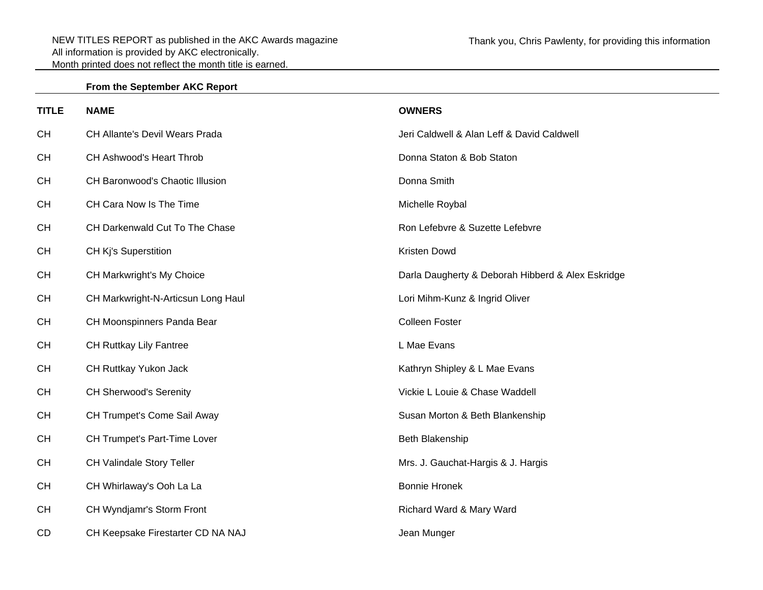NEW TITLES REPORT as published in the AKC Awards magazine
All information is provided by AKC electronically.
Month printed does not reflect the month title is earned.

Thank you, Chris Pawlenty, for providing this information

**From the September AKC Report**

| TITLE | NAME | OWNERS |
|---|---|---|
| CH | CH Allante's Devil Wears Prada | Jeri Caldwell & Alan Leff & David Caldwell |
| CH | CH Ashwood's Heart Throb | Donna Staton & Bob Staton |
| CH | CH Baronwood's Chaotic Illusion | Donna Smith |
| CH | CH Cara Now Is The Time | Michelle Roybal |
| CH | CH Darkenwald Cut To The Chase | Ron Lefebvre & Suzette Lefebvre |
| CH | CH Kj's Superstition | Kristen Dowd |
| CH | CH Markwright's My Choice | Darla Daugherty & Deborah Hibberd & Alex Eskridge |
| CH | CH Markwright-N-Articsun Long Haul | Lori Mihm-Kunz & Ingrid Oliver |
| CH | CH Moonspinners Panda Bear | Colleen Foster |
| CH | CH Ruttkay Lily Fantree | L Mae Evans |
| CH | CH Ruttkay Yukon Jack | Kathryn Shipley & L Mae Evans |
| CH | CH Sherwood's Serenity | Vickie L Louie & Chase Waddell |
| CH | CH Trumpet's Come Sail Away | Susan Morton & Beth Blankenship |
| CH | CH Trumpet's Part-Time Lover | Beth Blakenship |
| CH | CH Valindale Story Teller | Mrs. J. Gauchat-Hargis & J. Hargis |
| CH | CH Whirlaway's Ooh La La | Bonnie Hronek |
| CH | CH Wyndjamr's Storm Front | Richard Ward & Mary Ward |
| CD | CH Keepsake Firestarter CD NA NAJ | Jean Munger |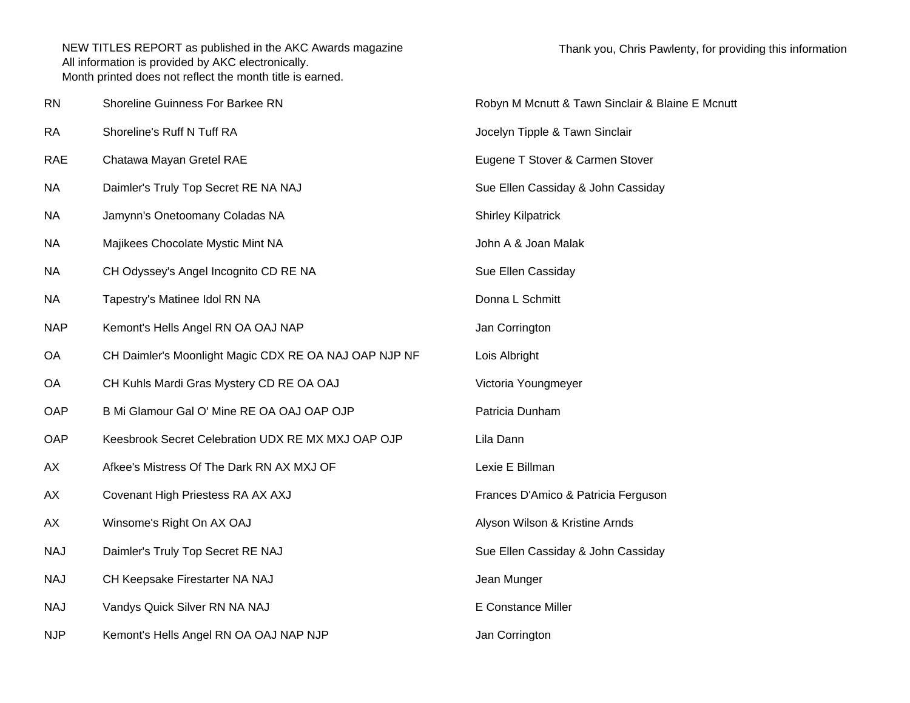NEW TITLES REPORT as published in the AKC Awards magazine
All information is provided by AKC electronically.
Month printed does not reflect the month title is earned.

Thank you, Chris Pawlenty, for providing this information

| | | |
|---|---|---|
| RN | Shoreline Guinness For Barkee RN | Robyn M Mcnutt & Tawn Sinclair & Blaine E Mcnutt |
| RA | Shoreline's Ruff N Tuff RA | Jocelyn Tipple & Tawn Sinclair |
| RAE | Chatawa Mayan Gretel RAE | Eugene T Stover & Carmen Stover |
| NA | Daimler's Truly Top Secret RE NA NAJ | Sue Ellen Cassiday & John Cassiday |
| NA | Jamynn's Onetoomany Coladas NA | Shirley Kilpatrick |
| NA | Majikees Chocolate Mystic Mint NA | John A & Joan Malak |
| NA | CH Odyssey's Angel Incognito CD RE NA | Sue Ellen Cassiday |
| NA | Tapestry's Matinee Idol RN NA | Donna L Schmitt |
| NAP | Kemont's Hells Angel RN OA OAJ NAP | Jan Corrington |
| OA | CH Daimler's Moonlight Magic CDX RE OA NAJ OAP NJP NF | Lois Albright |
| OA | CH Kuhls Mardi Gras Mystery CD RE OA OAJ | Victoria Youngmeyer |
| OAP | B Mi Glamour Gal O' Mine RE OA OAJ OAP OJP | Patricia Dunham |
| OAP | Keesbrook Secret Celebration UDX RE MX MXJ OAP OJP | Lila Dann |
| AX | Afkee's Mistress Of The Dark RN AX MXJ OF | Lexie E Billman |
| AX | Covenant High Priestess RA AX AXJ | Frances D'Amico & Patricia Ferguson |
| AX | Winsome's Right On AX OAJ | Alyson Wilson & Kristine Arnds |
| NAJ | Daimler's Truly Top Secret RE NAJ | Sue Ellen Cassiday & John Cassiday |
| NAJ | CH Keepsake Firestarter NA NAJ | Jean Munger |
| NAJ | Vandys Quick Silver RN NA NAJ | E Constance Miller |
| NJP | Kemont's Hells Angel RN OA OAJ NAP NJP | Jan Corrington |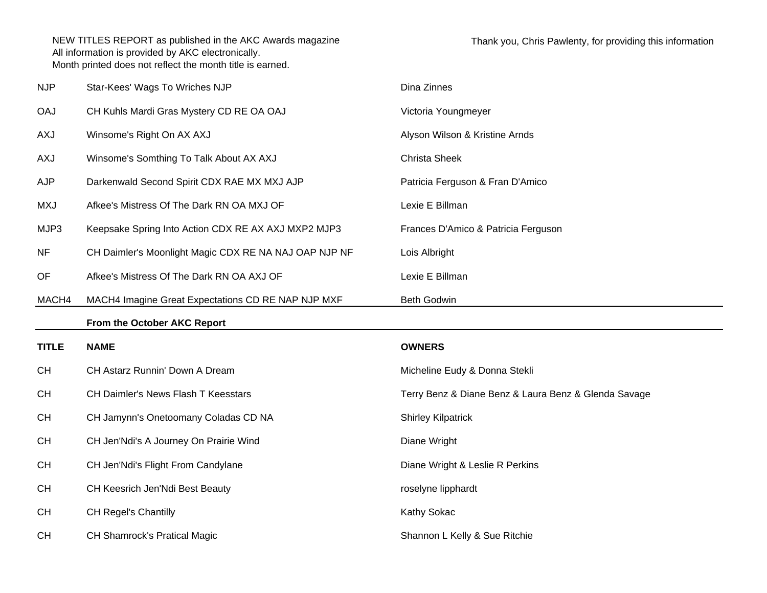NEW TITLES REPORT as published in the AKC Awards magazine
All information is provided by AKC electronically.
Month printed does not reflect the month title is earned.

Thank you, Chris Pawlenty, for providing this information

| | | |
|---|---|---|
| NJP | Star-Kees' Wags To Wriches NJP | Dina Zinnes |
| OAJ | CH Kuhls Mardi Gras Mystery CD RE OA OAJ | Victoria Youngmeyer |
| AXJ | Winsome's Right On AX AXJ | Alyson Wilson & Kristine Arnds |
| AXJ | Winsome's Somthing To Talk About AX AXJ | Christa Sheek |
| AJP | Darkenwald Second Spirit CDX RAE MX MXJ AJP | Patricia Ferguson & Fran D'Amico |
| MXJ | Afkee's Mistress Of The Dark RN OA MXJ OF | Lexie E Billman |
| MJP3 | Keepsake Spring Into Action CDX RE AX AXJ MXP2 MJP3 | Frances D'Amico & Patricia Ferguson |
| NF | CH Daimler's Moonlight Magic CDX RE NA NAJ OAP NJP NF | Lois Albright |
| OF | Afkee's Mistress Of The Dark RN OA AXJ OF | Lexie E Billman |
| MACH4 | MACH4 Imagine Great Expectations CD RE NAP NJP MXF | Beth Godwin |

**From the October AKC Report**

| TITLE | NAME | OWNERS |
|---|---|---|
| CH | CH Astarz Runnin' Down A Dream | Micheline Eudy & Donna Stekli |
| CH | CH Daimler's News Flash T Keesstars | Terry Benz & Diane Benz & Laura Benz & Glenda Savage |
| CH | CH Jamynn's Onetoomany Coladas CD NA | Shirley Kilpatrick |
| CH | CH Jen'Ndi's A Journey On Prairie Wind | Diane Wright |
| CH | CH Jen'Ndi's Flight From Candylane | Diane Wright & Leslie R Perkins |
| CH | CH Keesrich Jen'Ndi Best Beauty | roselyne lipphardt |
| CH | CH Regel's Chantilly | Kathy Sokac |
| CH | CH Shamrock's Pratical Magic | Shannon L Kelly & Sue Ritchie |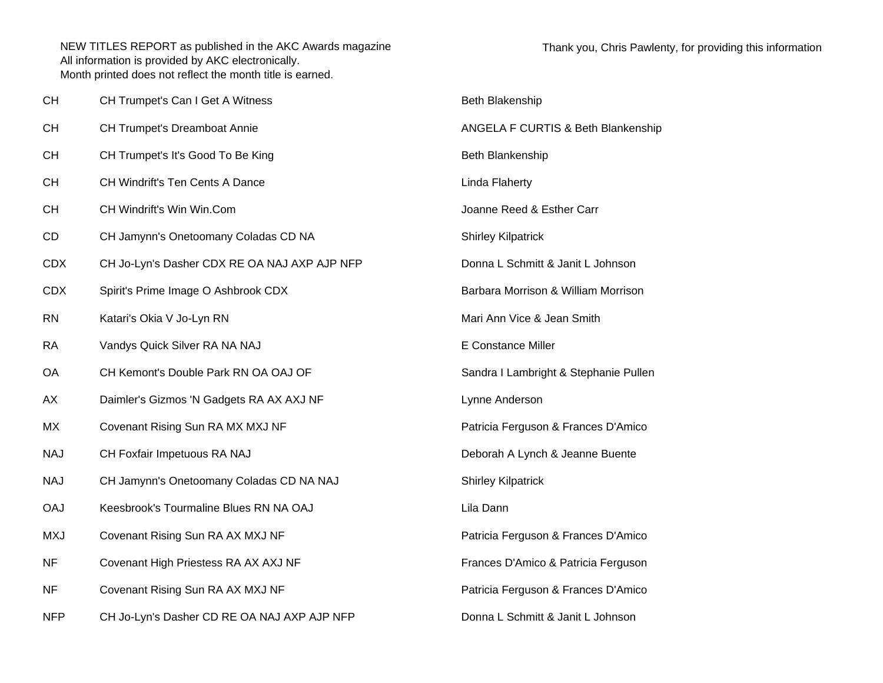NEW TITLES REPORT as published in the AKC Awards magazine
All information is provided by AKC electronically.
Month printed does not reflect the month title is earned.

Thank you, Chris Pawlenty, for providing this information

| | | |
|---|---|---|
| CH | CH Trumpet's Can I Get A Witness | Beth Blakenship |
| CH | CH Trumpet's Dreamboat Annie | ANGELA F CURTIS & Beth Blankenship |
| CH | CH Trumpet's It's Good To Be King | Beth Blankenship |
| CH | CH Windrift's Ten Cents A Dance | Linda Flaherty |
| CH | CH Windrift's Win Win.Com | Joanne Reed & Esther Carr |
| CD | CH Jamynn's Onetoomany Coladas CD NA | Shirley Kilpatrick |
| CDX | CH Jo-Lyn's Dasher CDX RE OA NAJ AXP AJP NFP | Donna L Schmitt & Janit L Johnson |
| CDX | Spirit's Prime Image O Ashbrook CDX | Barbara Morrison & William Morrison |
| RN | Katari's Okia V Jo-Lyn RN | Mari Ann Vice & Jean Smith |
| RA | Vandys Quick Silver RA NA NAJ | E Constance Miller |
| OA | CH Kemont's Double Park RN OA OAJ OF | Sandra I Lambright & Stephanie Pullen |
| AX | Daimler's Gizmos 'N Gadgets RA AX AXJ NF | Lynne Anderson |
| MX | Covenant Rising Sun RA MX MXJ NF | Patricia Ferguson & Frances D'Amico |
| NAJ | CH Foxfair Impetuous RA NAJ | Deborah A Lynch & Jeanne Buente |
| NAJ | CH Jamynn's Onetoomany Coladas CD NA NAJ | Shirley Kilpatrick |
| OAJ | Keesbrook's Tourmaline Blues RN NA OAJ | Lila Dann |
| MXJ | Covenant Rising Sun RA AX MXJ NF | Patricia Ferguson & Frances D'Amico |
| NF | Covenant High Priestess RA AX AXJ NF | Frances D'Amico & Patricia Ferguson |
| NF | Covenant Rising Sun RA AX MXJ NF | Patricia Ferguson & Frances D'Amico |
| NFP | CH Jo-Lyn's Dasher CD RE OA NAJ AXP AJP NFP | Donna L Schmitt & Janit L Johnson |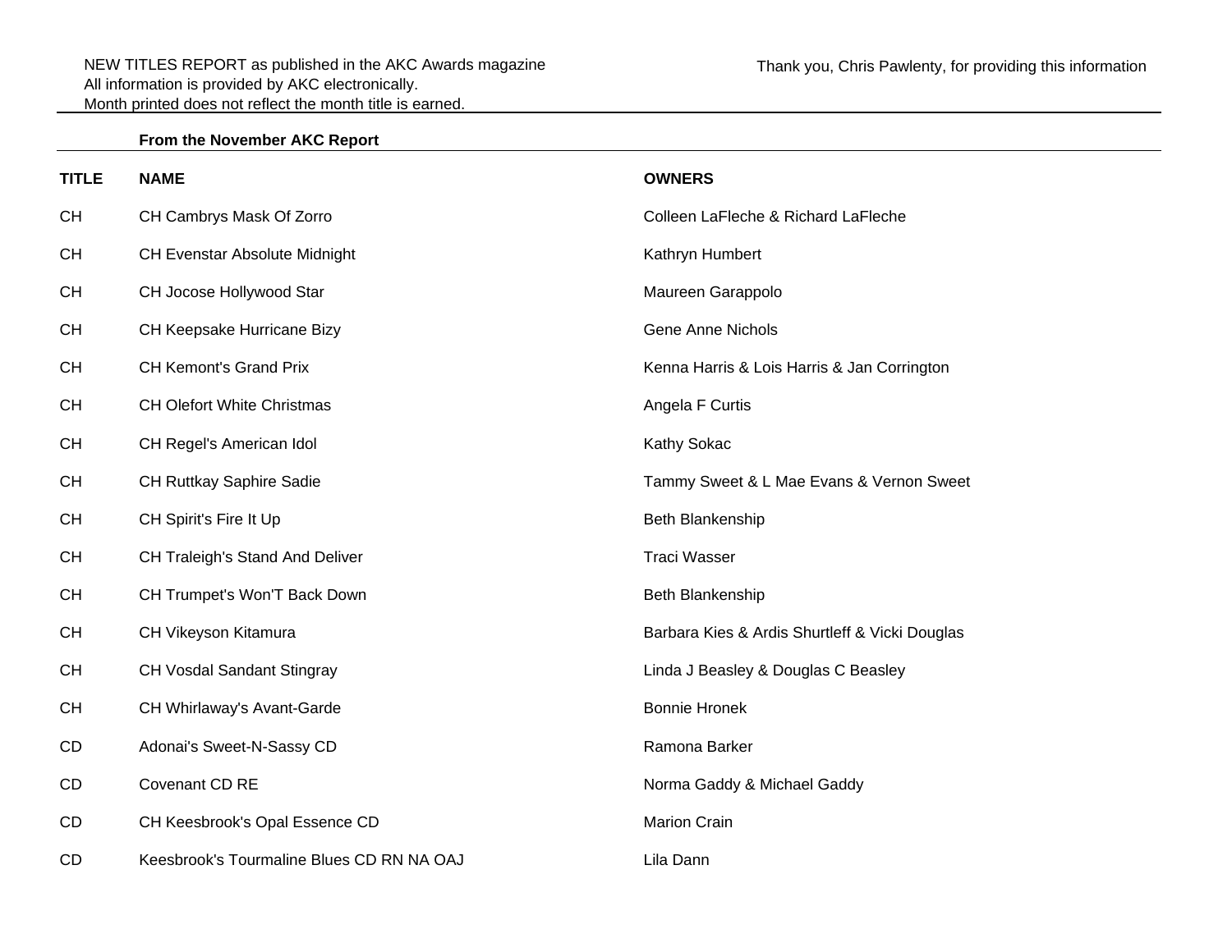NEW TITLES REPORT as published in the AKC Awards magazine
All information is provided by AKC electronically.
Month printed does not reflect the month title is earned.

Thank you, Chris Pawlenty, for providing this information

**From the November AKC Report**

| TITLE | NAME | OWNERS |
|---|---|---|
| CH | CH Cambrys Mask Of Zorro | Colleen LaFleche & Richard LaFleche |
| CH | CH Evenstar Absolute Midnight | Kathryn Humbert |
| CH | CH Jocose Hollywood Star | Maureen Garappolo |
| CH | CH Keepsake Hurricane Bizy | Gene Anne Nichols |
| CH | CH Kemont's Grand Prix | Kenna Harris & Lois Harris & Jan Corrington |
| CH | CH Olefort White Christmas | Angela F Curtis |
| CH | CH Regel's American Idol | Kathy Sokac |
| CH | CH Ruttkay Saphire Sadie | Tammy Sweet & L Mae Evans & Vernon Sweet |
| CH | CH Spirit's Fire It Up | Beth Blankenship |
| CH | CH Traleigh's Stand And Deliver | Traci Wasser |
| CH | CH Trumpet's Won'T Back Down | Beth Blankenship |
| CH | CH Vikeyson Kitamura | Barbara Kies & Ardis Shurtleff & Vicki Douglas |
| CH | CH Vosdal Sandant Stingray | Linda J Beasley & Douglas C Beasley |
| CH | CH Whirlaway's Avant-Garde | Bonnie Hronek |
| CD | Adonai's Sweet-N-Sassy CD | Ramona Barker |
| CD | Covenant CD RE | Norma Gaddy & Michael Gaddy |
| CD | CH Keesbrook's Opal Essence CD | Marion Crain |
| CD | Keesbrook's Tourmaline Blues CD RN NA OAJ | Lila Dann |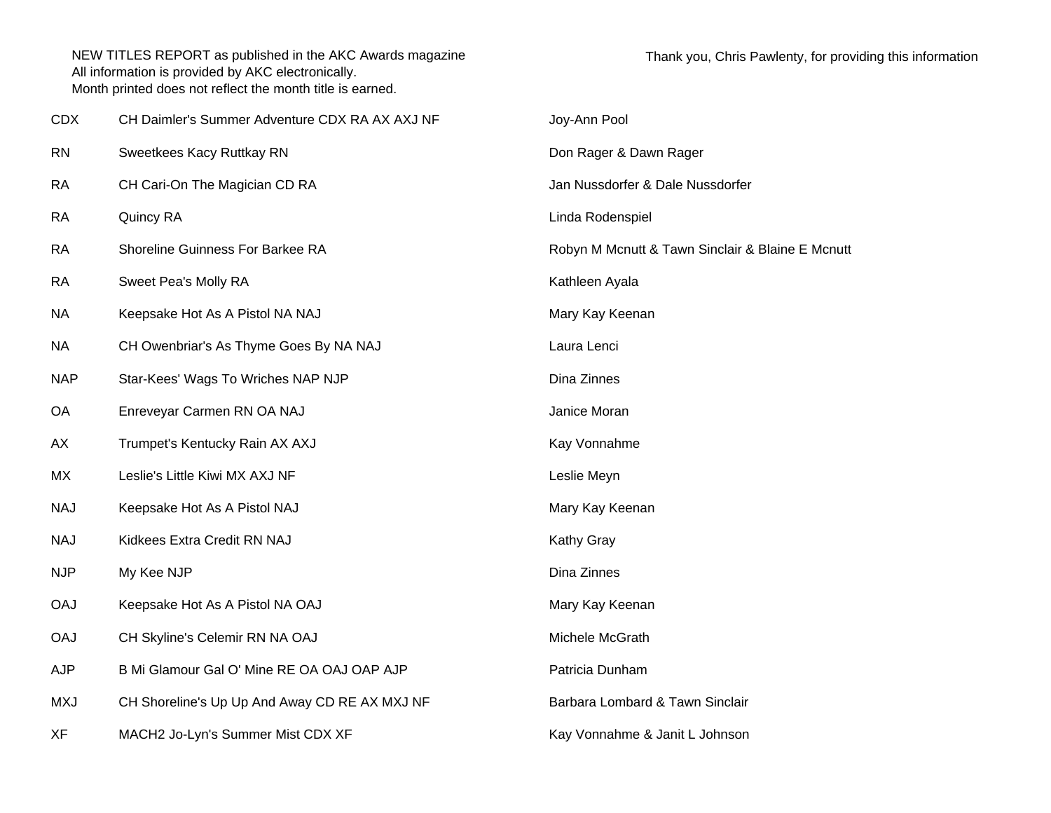NEW TITLES REPORT as published in the AKC Awards magazine
All information is provided by AKC electronically.
Month printed does not reflect the month title is earned.

Thank you, Chris Pawlenty, for providing this information

| | | |
|---|---|---|
| CDX | CH Daimler's Summer Adventure CDX RA AX AXJ NF | Joy-Ann Pool |
| RN | Sweetkees Kacy Ruttkay RN | Don Rager & Dawn Rager |
| RA | CH Cari-On The Magician CD RA | Jan Nussdorfer & Dale Nussdorfer |
| RA | Quincy RA | Linda Rodenspiel |
| RA | Shoreline Guinness For Barkee RA | Robyn M Mcnutt & Tawn Sinclair & Blaine E Mcnutt |
| RA | Sweet Pea's Molly RA | Kathleen Ayala |
| NA | Keepsake Hot As A Pistol NA NAJ | Mary Kay Keenan |
| NA | CH Owenbriar's As Thyme Goes By NA NAJ | Laura Lenci |
| NAP | Star-Kees' Wags To Wriches NAP NJP | Dina Zinnes |
| OA | Enreveyar Carmen RN OA NAJ | Janice Moran |
| AX | Trumpet's Kentucky Rain AX AXJ | Kay Vonnahme |
| MX | Leslie's Little Kiwi MX AXJ NF | Leslie Meyn |
| NAJ | Keepsake Hot As A Pistol NAJ | Mary Kay Keenan |
| NAJ | Kidkees Extra Credit RN NAJ | Kathy Gray |
| NJP | My Kee NJP | Dina Zinnes |
| OAJ | Keepsake Hot As A Pistol NA OAJ | Mary Kay Keenan |
| OAJ | CH Skyline's Celemir RN NA OAJ | Michele McGrath |
| AJP | B Mi Glamour Gal O' Mine RE OA OAJ OAP AJP | Patricia Dunham |
| MXJ | CH Shoreline's Up Up And Away CD RE AX MXJ NF | Barbara Lombard & Tawn Sinclair |
| XF | MACH2 Jo-Lyn's Summer Mist CDX XF | Kay Vonnahme & Janit L Johnson |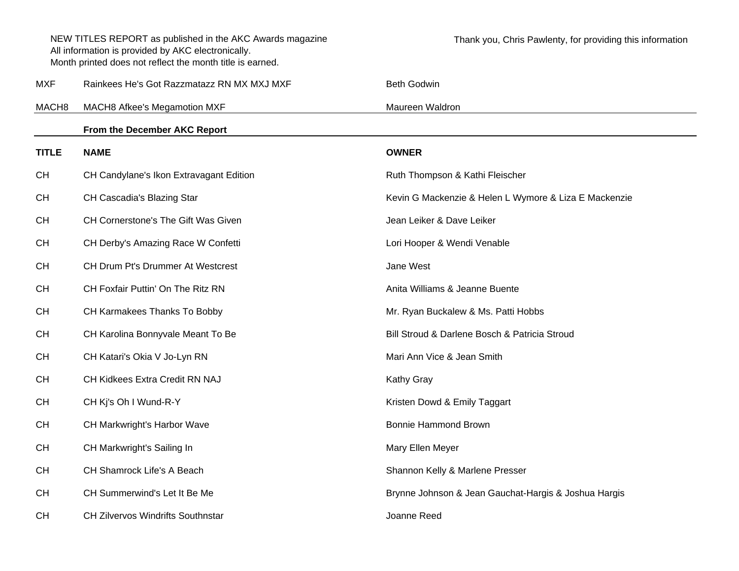NEW TITLES REPORT as published in the AKC Awards magazine
All information is provided by AKC electronically.
Month printed does not reflect the month title is earned.

Thank you, Chris Pawlenty, for providing this information

| | | |
|---|---|---|
| MXF | Rainkees He's Got Razzmatazz RN MX MXJ MXF | Beth Godwin |
| MACH8 | MACH8 Afkee's Megamotion MXF | Maureen Waldron |

**From the December AKC Report**

| **TITLE** | **NAME** | **OWNER** |
|---|---|---|
| CH | CH Candylane's Ikon Extravagant Edition | Ruth Thompson & Kathi Fleischer |
| CH | CH Cascadia's Blazing Star | Kevin G Mackenzie & Helen L Wymore & Liza E Mackenzie |
| CH | CH Cornerstone's The Gift Was Given | Jean Leiker & Dave Leiker |
| CH | CH Derby's Amazing Race W Confetti | Lori Hooper & Wendi Venable |
| CH | CH Drum Pt's Drummer At Westcrest | Jane West |
| CH | CH Foxfair Puttin' On The Ritz RN | Anita Williams & Jeanne Buente |
| CH | CH Karmakees Thanks To Bobby | Mr. Ryan Buckalew & Ms. Patti Hobbs |
| CH | CH Karolina Bonnyvale Meant To Be | Bill Stroud & Darlene Bosch & Patricia Stroud |
| CH | CH Katari's Okia V Jo-Lyn RN | Mari Ann Vice & Jean Smith |
| CH | CH Kidkees Extra Credit RN NAJ | Kathy Gray |
| CH | CH Kj's Oh I Wund-R-Y | Kristen Dowd & Emily Taggart |
| CH | CH Markwright's Harbor Wave | Bonnie Hammond Brown |
| CH | CH Markwright's Sailing In | Mary Ellen Meyer |
| CH | CH Shamrock Life's A Beach | Shannon Kelly & Marlene Presser |
| CH | CH Summerwind's Let It Be Me | Brynne Johnson & Jean Gauchat-Hargis & Joshua Hargis |
| CH | CH Zilvervos Windrifts Southnstar | Joanne Reed |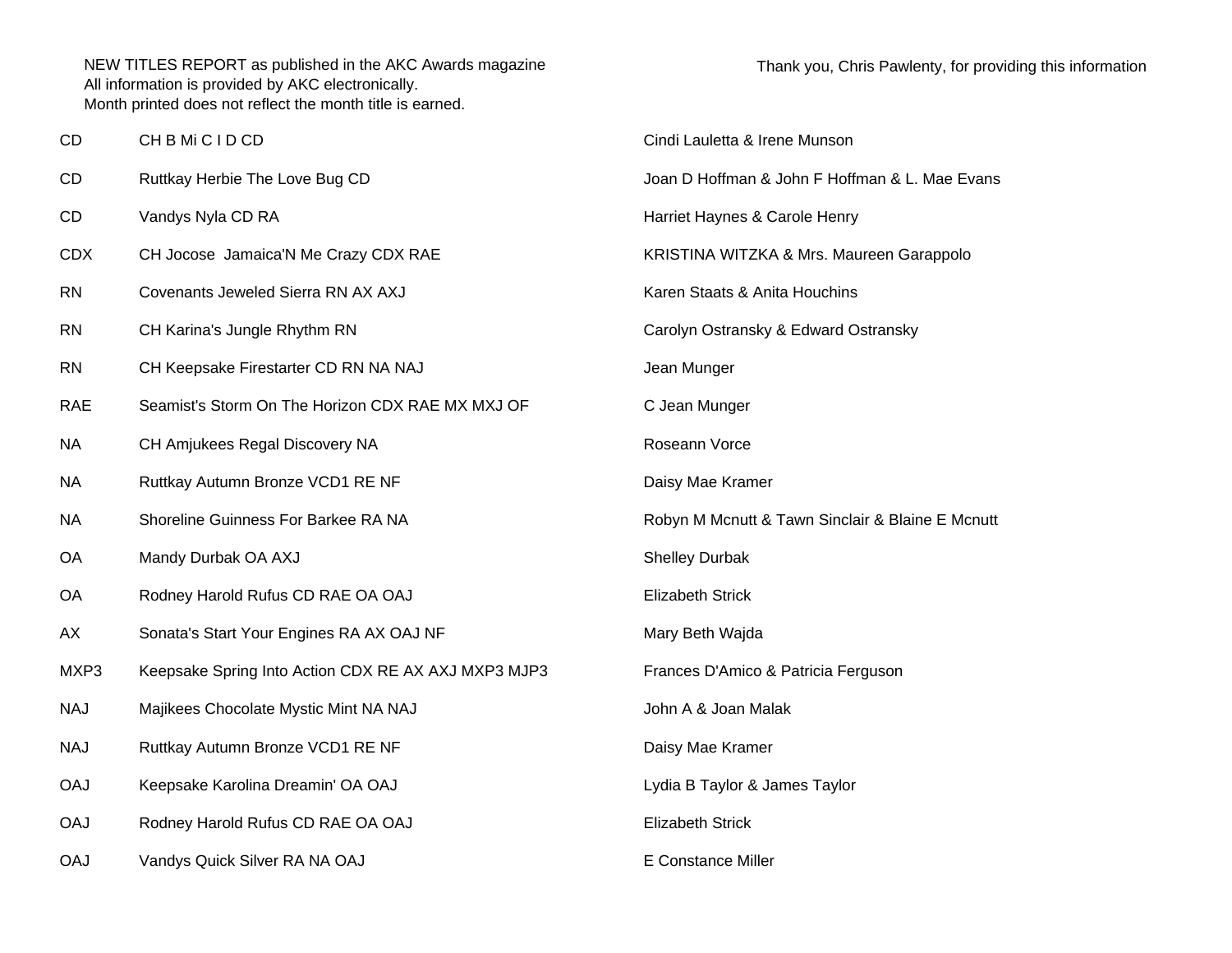NEW TITLES REPORT as published in the AKC Awards magazine
All information is provided by AKC electronically.
Month printed does not reflect the month title is earned.

Thank you, Chris Pawlenty, for providing this information

| | | |
|---|---|---|
| CD | CH B Mi C I D CD | Cindi Lauletta & Irene Munson |
| CD | Ruttkay Herbie The Love Bug CD | Joan D Hoffman & John F Hoffman & L. Mae Evans |
| CD | Vandys Nyla CD RA | Harriet Haynes & Carole Henry |
| CDX | CH Jocose  Jamaica'N Me Crazy CDX RAE | KRISTINA WITZKA & Mrs. Maureen Garappolo |
| RN | Covenants Jeweled Sierra RN AX AXJ | Karen Staats & Anita Houchins |
| RN | CH Karina's Jungle Rhythm RN | Carolyn Ostransky & Edward Ostransky |
| RN | CH Keepsake Firestarter CD RN NA NAJ | Jean Munger |
| RAE | Seamist's Storm On The Horizon CDX RAE MX MXJ OF | C Jean Munger |
| NA | CH Amjukees Regal Discovery NA | Roseann Vorce |
| NA | Ruttkay Autumn Bronze VCD1 RE NF | Daisy Mae Kramer |
| NA | Shoreline Guinness For Barkee RA NA | Robyn M Mcnutt & Tawn Sinclair & Blaine E Mcnutt |
| OA | Mandy Durbak OA AXJ | Shelley Durbak |
| OA | Rodney Harold Rufus CD RAE OA OAJ | Elizabeth Strick |
| AX | Sonata's Start Your Engines RA AX OAJ NF | Mary Beth Wajda |
| MXP3 | Keepsake Spring Into Action CDX RE AX AXJ MXP3 MJP3 | Frances D'Amico & Patricia Ferguson |
| NAJ | Majikees Chocolate Mystic Mint NA NAJ | John A & Joan Malak |
| NAJ | Ruttkay Autumn Bronze VCD1 RE NF | Daisy Mae Kramer |
| OAJ | Keepsake Karolina Dreamin' OA OAJ | Lydia B Taylor & James Taylor |
| OAJ | Rodney Harold Rufus CD RAE OA OAJ | Elizabeth Strick |
| OAJ | Vandys Quick Silver RA NA OAJ | E Constance Miller |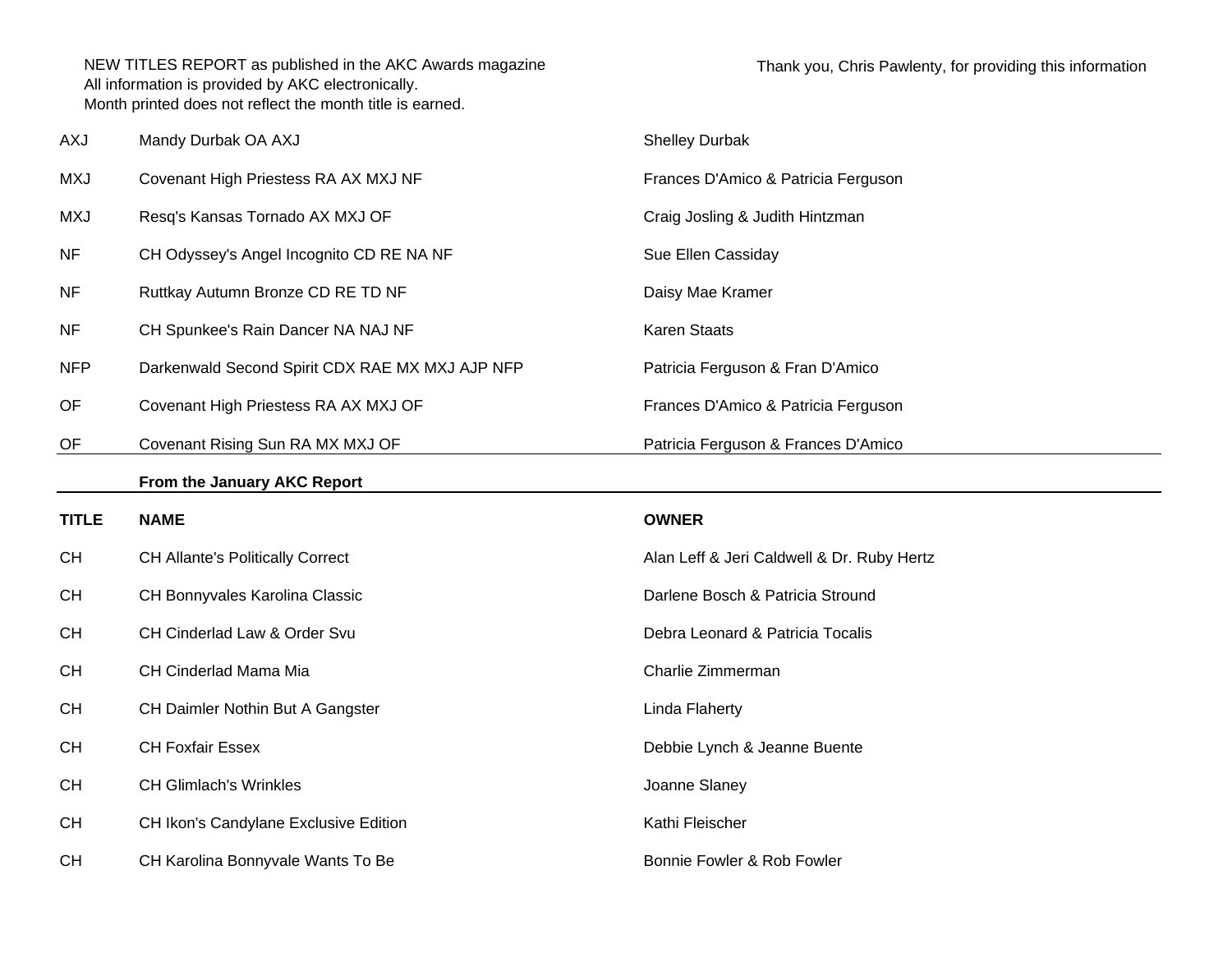NEW TITLES REPORT as published in the AKC Awards magazine
All information is provided by AKC electronically.
Month printed does not reflect the month title is earned.

Thank you, Chris Pawlenty, for providing this information

| | | |
|---|---|---|
| AXJ | Mandy Durbak OA AXJ | Shelley Durbak |
| MXJ | Covenant High Priestess RA AX MXJ NF | Frances D'Amico & Patricia Ferguson |
| MXJ | Resq's Kansas Tornado AX MXJ OF | Craig Josling & Judith Hintzman |
| NF | CH Odyssey's Angel Incognito CD RE NA NF | Sue Ellen Cassiday |
| NF | Ruttkay Autumn Bronze CD RE TD NF | Daisy Mae Kramer |
| NF | CH Spunkee's Rain Dancer NA NAJ NF | Karen Staats |
| NFP | Darkenwald Second Spirit CDX RAE MX MXJ AJP NFP | Patricia Ferguson & Fran D'Amico |
| OF | Covenant High Priestess RA AX MXJ OF | Frances D'Amico & Patricia Ferguson |
| OF | Covenant Rising Sun RA MX MXJ OF | Patricia Ferguson & Frances D'Amico |

**From the January AKC Report**

| TITLE | NAME | OWNER |
|---|---|---|
| CH | CH Allante's Politically Correct | Alan Leff & Jeri Caldwell & Dr. Ruby Hertz |
| CH | CH Bonnyvales Karolina Classic | Darlene Bosch & Patricia Stround |
| CH | CH Cinderlad Law & Order Svu | Debra Leonard & Patricia Tocalis |
| CH | CH Cinderlad Mama Mia | Charlie Zimmerman |
| CH | CH Daimler Nothin But A Gangster | Linda Flaherty |
| CH | CH Foxfair Essex | Debbie Lynch & Jeanne Buente |
| CH | CH Glimlach's Wrinkles | Joanne Slaney |
| CH | CH Ikon's Candylane Exclusive Edition | Kathi Fleischer |
| CH | CH Karolina Bonnyvale Wants To Be | Bonnie Fowler & Rob Fowler |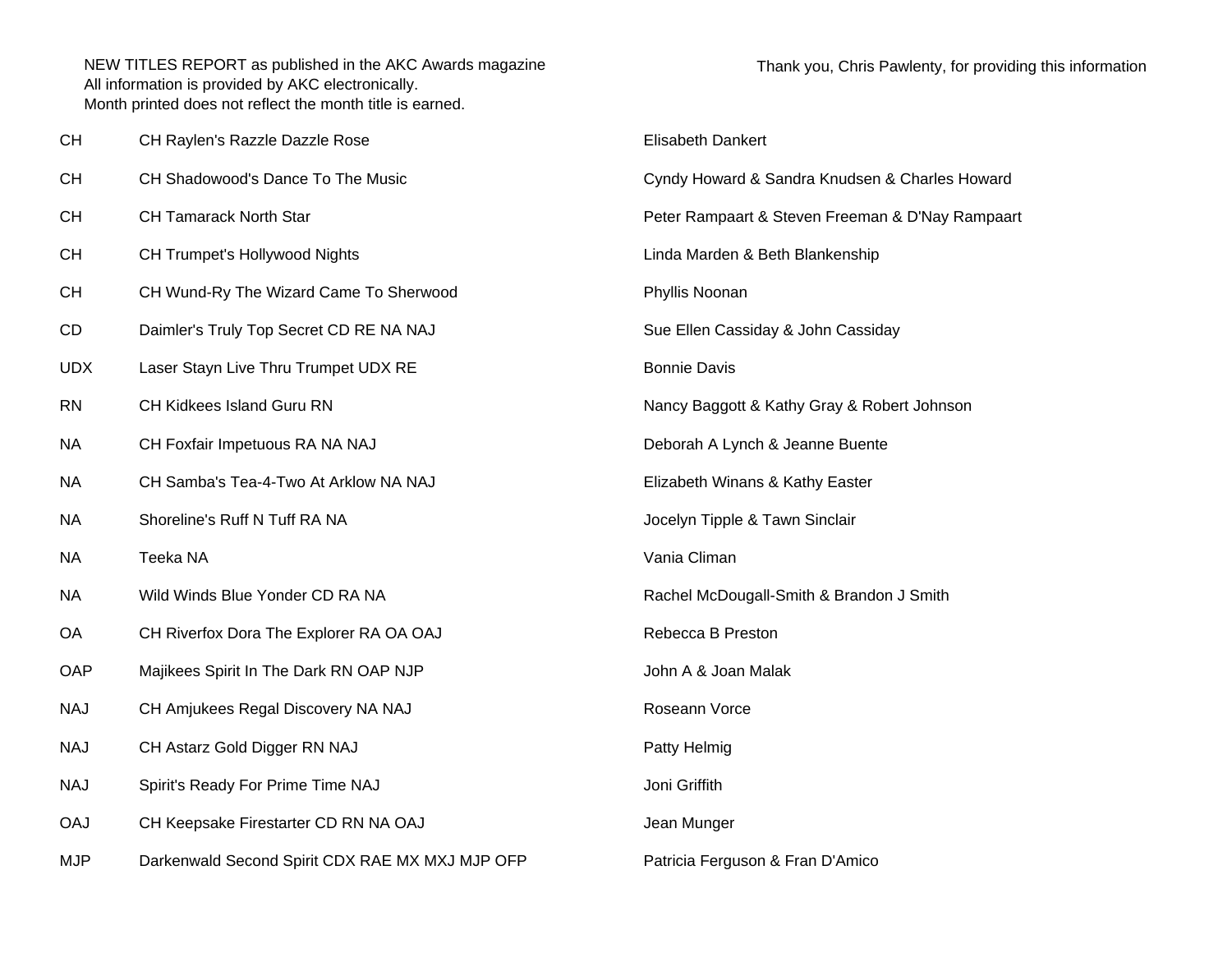NEW TITLES REPORT as published in the AKC Awards magazine
All information is provided by AKC electronically.
Month printed does not reflect the month title is earned.

Thank you, Chris Pawlenty, for providing this information

| | | |
|---|---|---|
| CH | CH Raylen's Razzle Dazzle Rose | Elisabeth Dankert |
| CH | CH Shadowood's Dance To The Music | Cyndy Howard & Sandra Knudsen & Charles Howard |
| CH | CH Tamarack North Star | Peter Rampaart & Steven Freeman & D'Nay Rampaart |
| CH | CH Trumpet's Hollywood Nights | Linda Marden & Beth Blankenship |
| CH | CH Wund-Ry The Wizard Came To Sherwood | Phyllis Noonan |
| CD | Daimler's Truly Top Secret CD RE NA NAJ | Sue Ellen Cassiday & John Cassiday |
| UDX | Laser Stayn Live Thru Trumpet UDX RE | Bonnie Davis |
| RN | CH Kidkees Island Guru RN | Nancy Baggott & Kathy Gray & Robert Johnson |
| NA | CH Foxfair Impetuous RA NA NAJ | Deborah A Lynch & Jeanne Buente |
| NA | CH Samba's Tea-4-Two At Arklow NA NAJ | Elizabeth Winans & Kathy Easter |
| NA | Shoreline's Ruff N Tuff RA NA | Jocelyn Tipple & Tawn Sinclair |
| NA | Teeka NA | Vania Climan |
| NA | Wild Winds Blue Yonder CD RA NA | Rachel McDougall-Smith & Brandon J Smith |
| OA | CH Riverfox Dora The Explorer RA OA OAJ | Rebecca B Preston |
| OAP | Majikees Spirit In The Dark RN OAP NJP | John A & Joan Malak |
| NAJ | CH Amjukees Regal Discovery NA NAJ | Roseann Vorce |
| NAJ | CH Astarz Gold Digger RN NAJ | Patty Helmig |
| NAJ | Spirit's Ready For Prime Time NAJ | Joni Griffith |
| OAJ | CH Keepsake Firestarter CD RN NA OAJ | Jean Munger |
| MJP | Darkenwald Second Spirit CDX RAE MX MXJ MJP OFP | Patricia Ferguson & Fran D'Amico |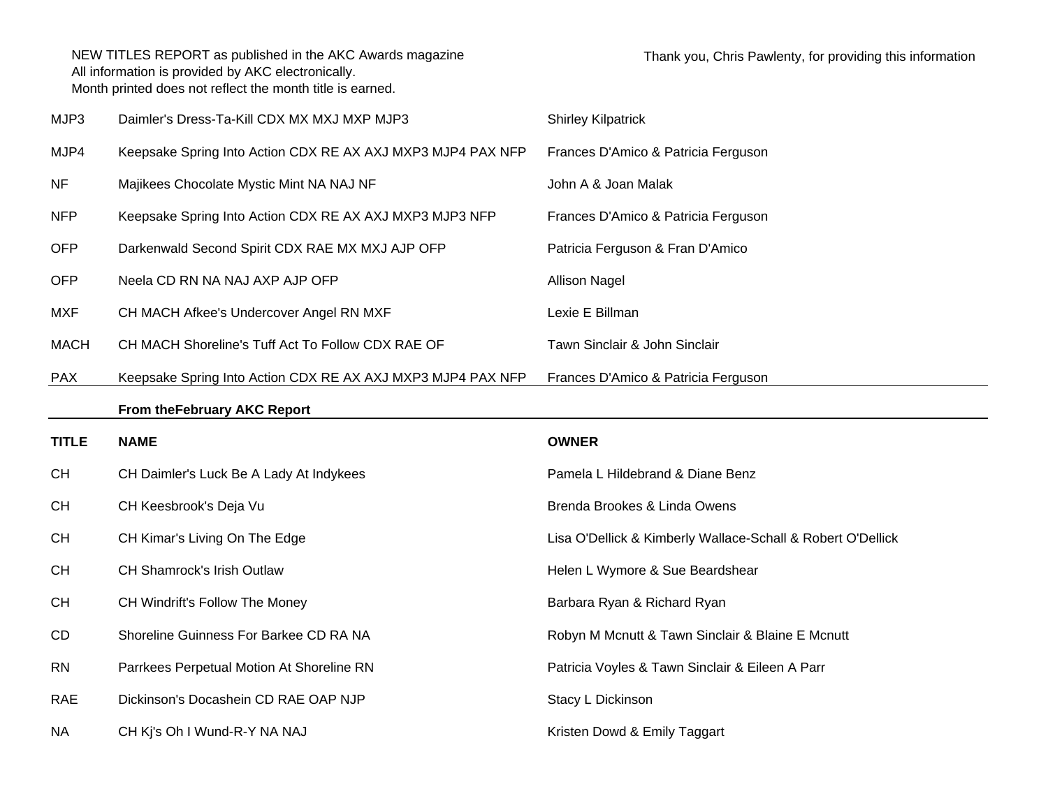NEW TITLES REPORT as published in the AKC Awards magazine
All information is provided by AKC electronically.
Month printed does not reflect the month title is earned.

Thank you, Chris Pawlenty, for providing this information

| | | |
|---|---|---|
| MJP3 | Daimler's Dress-Ta-Kill CDX MX MXJ MXP MJP3 | Shirley Kilpatrick |
| MJP4 | Keepsake Spring Into Action CDX RE AX AXJ MXP3 MJP4 PAX NFP | Frances D'Amico & Patricia Ferguson |
| NF | Majikees Chocolate Mystic Mint NA NAJ NF | John A & Joan Malak |
| NFP | Keepsake Spring Into Action CDX RE AX AXJ MXP3 MJP3 NFP | Frances D'Amico & Patricia Ferguson |
| OFP | Darkenwald Second Spirit CDX RAE MX MXJ AJP OFP | Patricia Ferguson & Fran D'Amico |
| OFP | Neela CD RN NA NAJ AXP AJP OFP | Allison Nagel |
| MXF | CH MACH Afkee's Undercover Angel RN MXF | Lexie E Billman |
| MACH | CH MACH Shoreline's Tuff Act To Follow CDX RAE OF | Tawn Sinclair & John Sinclair |
| PAX | Keepsake Spring Into Action CDX RE AX AXJ MXP3 MJP4 PAX NFP | Frances D'Amico & Patricia Ferguson |

**From theFebruary AKC Report**

| TITLE | NAME | OWNER |
|---|---|---|
| CH | CH Daimler's Luck Be A Lady At Indykees | Pamela L Hildebrand & Diane Benz |
| CH | CH Keesbrook's Deja Vu | Brenda Brookes & Linda Owens |
| CH | CH Kimar's Living On The Edge | Lisa O'Dellick & Kimberly Wallace-Schall & Robert O'Dellick |
| CH | CH Shamrock's Irish Outlaw | Helen L Wymore & Sue Beardshear |
| CH | CH Windrift's Follow The Money | Barbara Ryan & Richard Ryan |
| CD | Shoreline Guinness For Barkee CD RA NA | Robyn M Mcnutt & Tawn Sinclair & Blaine E Mcnutt |
| RN | Parrkees Perpetual Motion At Shoreline RN | Patricia Voyles & Tawn Sinclair & Eileen A Parr |
| RAE | Dickinson's Docashein CD RAE OAP NJP | Stacy L Dickinson |
| NA | CH Kj's Oh I Wund-R-Y NA NAJ | Kristen Dowd & Emily Taggart |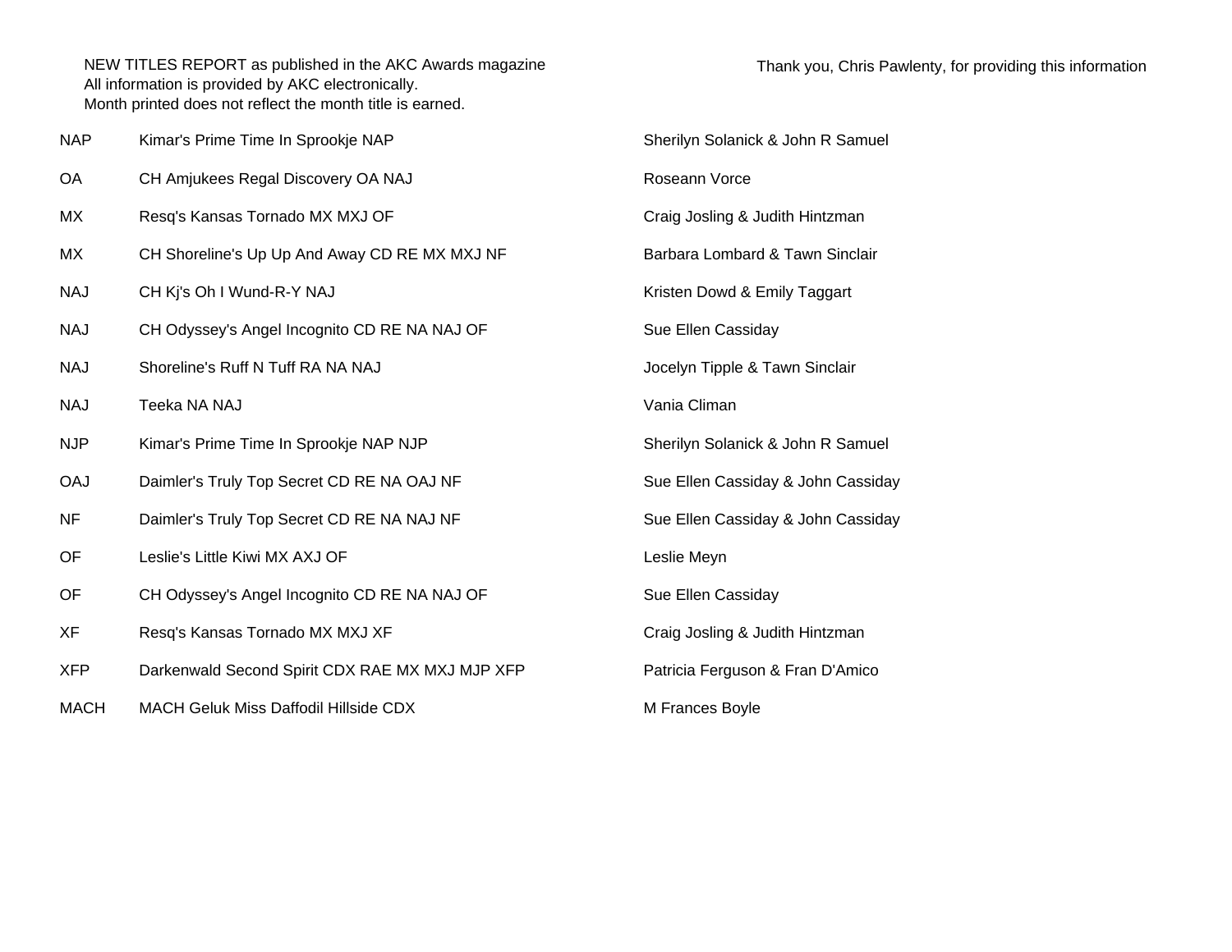NEW TITLES REPORT as published in the AKC Awards magazine
All information is provided by AKC electronically.
Month printed does not reflect the month title is earned.

Thank you, Chris Pawlenty, for providing this information

| | | |
|---|---|---|
| NAP | Kimar's Prime Time In Sprookje NAP | Sherilyn Solanick & John R Samuel |
| OA | CH Amjukees Regal Discovery OA NAJ | Roseann Vorce |
| MX | Resq's Kansas Tornado MX MXJ OF | Craig Josling & Judith Hintzman |
| MX | CH Shoreline's Up Up And Away CD RE MX MXJ NF | Barbara Lombard & Tawn Sinclair |
| NAJ | CH Kj's Oh I Wund-R-Y NAJ | Kristen Dowd & Emily Taggart |
| NAJ | CH Odyssey's Angel Incognito CD RE NA NAJ OF | Sue Ellen Cassiday |
| NAJ | Shoreline's Ruff N Tuff RA NA NAJ | Jocelyn Tipple & Tawn Sinclair |
| NAJ | Teeka NA NAJ | Vania Climan |
| NJP | Kimar's Prime Time In Sprookje NAP NJP | Sherilyn Solanick & John R Samuel |
| OAJ | Daimler's Truly Top Secret CD RE NA OAJ NF | Sue Ellen Cassiday & John Cassiday |
| NF | Daimler's Truly Top Secret CD RE NA NAJ NF | Sue Ellen Cassiday & John Cassiday |
| OF | Leslie's Little Kiwi MX AXJ OF | Leslie Meyn |
| OF | CH Odyssey's Angel Incognito CD RE NA NAJ OF | Sue Ellen Cassiday |
| XF | Resq's Kansas Tornado MX MXJ XF | Craig Josling & Judith Hintzman |
| XFP | Darkenwald Second Spirit CDX RAE MX MXJ MJP XFP | Patricia Ferguson & Fran D'Amico |
| MACH | MACH Geluk Miss Daffodil Hillside CDX | M Frances Boyle |